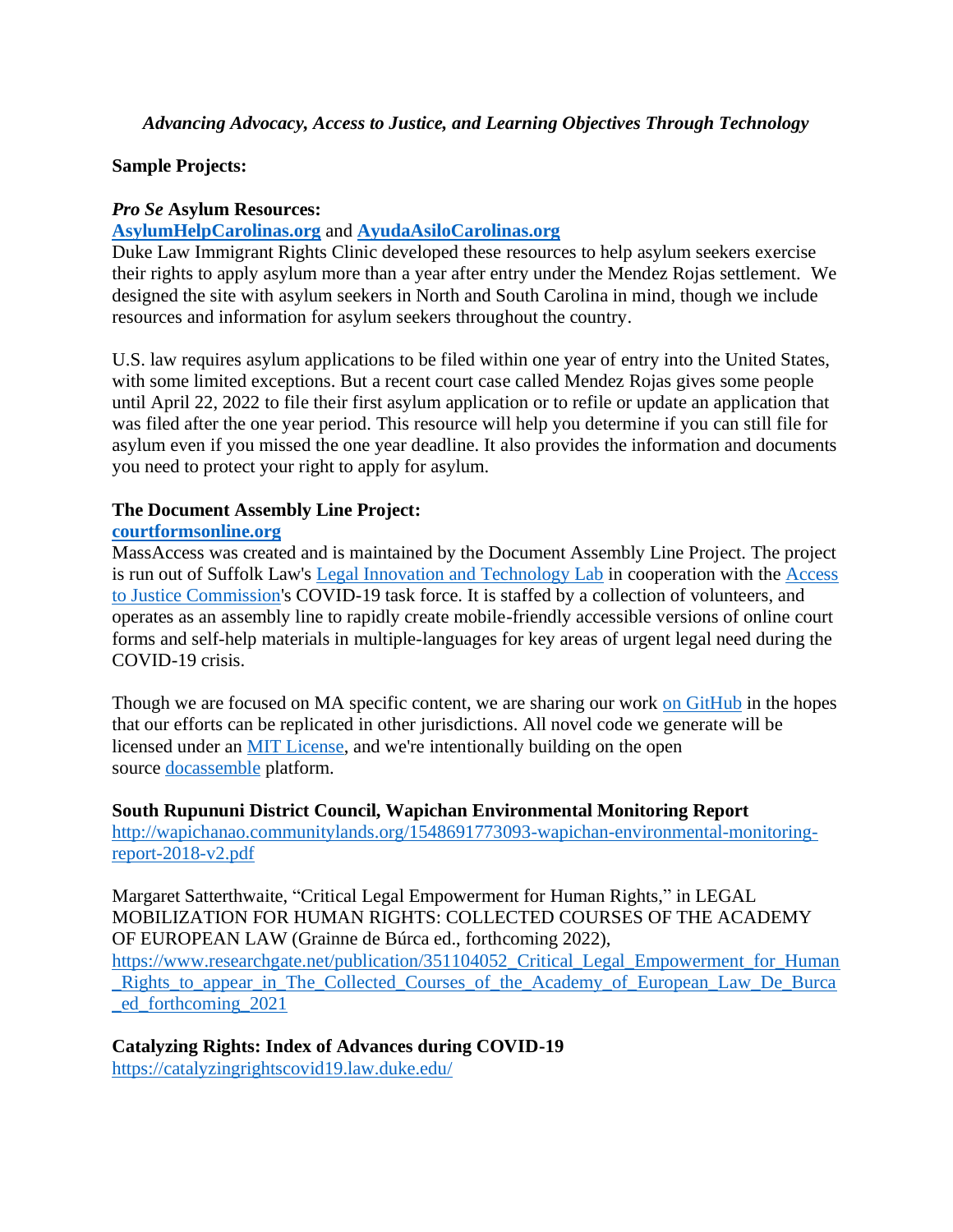*Advancing Advocacy, Access to Justice, and Learning Objectives Through Technology*

**Sample Projects:**

***Pro Se* Asylum Resources:**

**AsylumHelpCarolinas.org** and **AyudaAsiloCarolinas.org**

Duke Law Immigrant Rights Clinic developed these resources to help asylum seekers exercise their rights to apply asylum more than a year after entry under the Mendez Rojas settlement. We designed the site with asylum seekers in North and South Carolina in mind, though we include resources and information for asylum seekers throughout the country.

U.S. law requires asylum applications to be filed within one year of entry into the United States, with some limited exceptions. But a recent court case called Mendez Rojas gives some people until April 22, 2022 to file their first asylum application or to refile or update an application that was filed after the one year period. This resource will help you determine if you can still file for asylum even if you missed the one year deadline. It also provides the information and documents you need to protect your right to apply for asylum.

**The Document Assembly Line Project:**

**courtformsonline.org**

MassAccess was created and is maintained by the Document Assembly Line Project. The project is run out of Suffolk Law's Legal Innovation and Technology Lab in cooperation with the Access to Justice Commission's COVID-19 task force. It is staffed by a collection of volunteers, and operates as an assembly line to rapidly create mobile-friendly accessible versions of online court forms and self-help materials in multiple-languages for key areas of urgent legal need during the COVID-19 crisis.

Though we are focused on MA specific content, we are sharing our work on GitHub in the hopes that our efforts can be replicated in other jurisdictions. All novel code we generate will be licensed under an MIT License, and we're intentionally building on the open source docassemble platform.

**South Rupununi District Council, Wapichan Environmental Monitoring Report**

http://wapichanao.communitylands.org/1548691773093-wapichan-environmental-monitoring-report-2018-v2.pdf

Margaret Satterthwaite, "Critical Legal Empowerment for Human Rights," in LEGAL MOBILIZATION FOR HUMAN RIGHTS: COLLECTED COURSES OF THE ACADEMY OF EUROPEAN LAW (Grainne de Búrca ed., forthcoming 2022), https://www.researchgate.net/publication/351104052_Critical_Legal_Empowerment_for_Human_Rights_to_appear_in_The_Collected_Courses_of_the_Academy_of_European_Law_De_Burca_ed_forthcoming_2021

**Catalyzing Rights: Index of Advances during COVID-19**

https://catalyzingrightscovid19.law.duke.edu/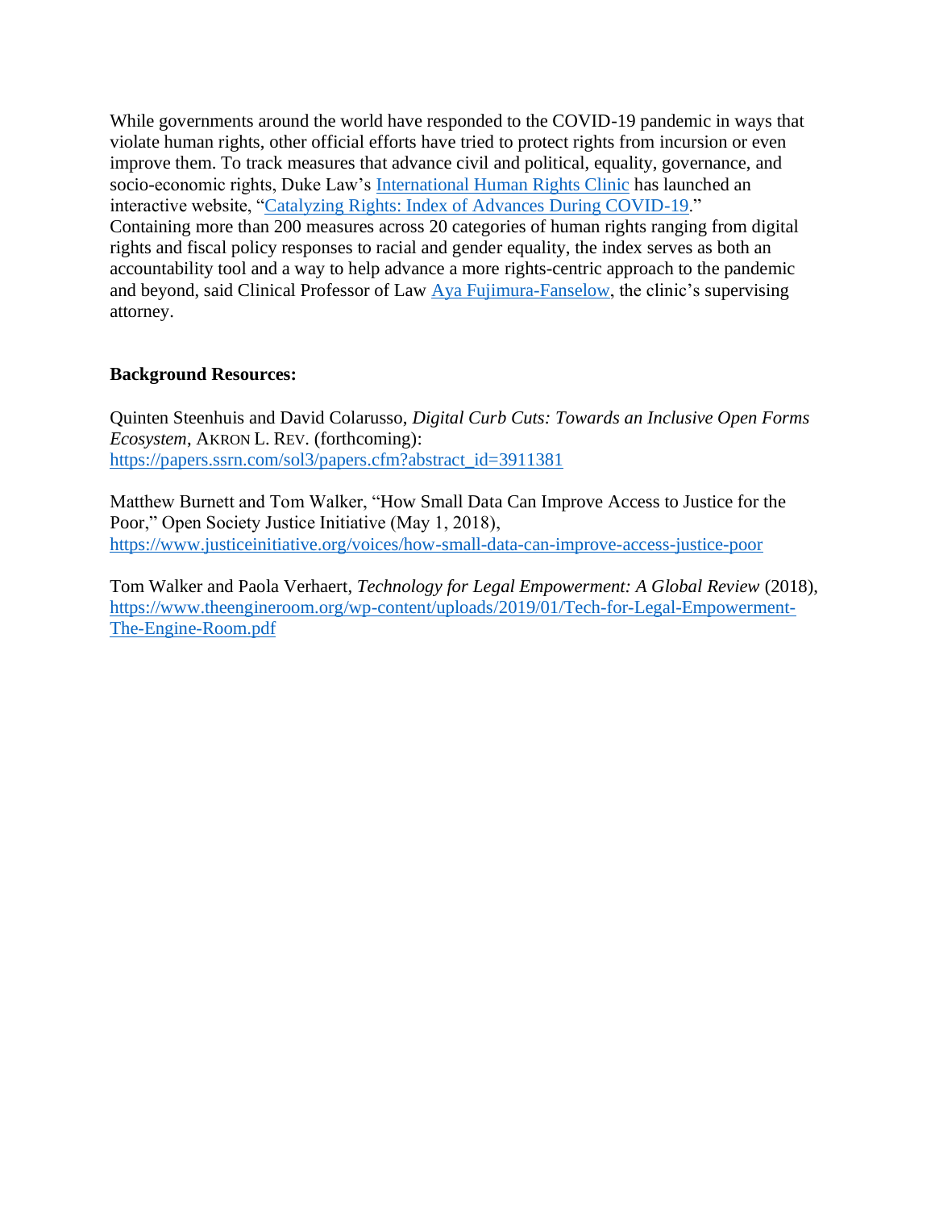While governments around the world have responded to the COVID-19 pandemic in ways that violate human rights, other official efforts have tried to protect rights from incursion or even improve them. To track measures that advance civil and political, equality, governance, and socio-economic rights, Duke Law's [International Human Rights Clinic] has launched an interactive website, "[Catalyzing Rights: Index of Advances During COVID-19]." Containing more than 200 measures across 20 categories of human rights ranging from digital rights and fiscal policy responses to racial and gender equality, the index serves as both an accountability tool and a way to help advance a more rights-centric approach to the pandemic and beyond, said Clinical Professor of Law [Aya Fujimura-Fanselow], the clinic's supervising attorney.

**Background Resources:**

Quinten Steenhuis and David Colarusso, *Digital Curb Cuts: Towards an Inclusive Open Forms Ecosystem*, AKRON L. REV. (forthcoming): https://papers.ssrn.com/sol3/papers.cfm?abstract_id=3911381

Matthew Burnett and Tom Walker, "How Small Data Can Improve Access to Justice for the Poor," Open Society Justice Initiative (May 1, 2018), https://www.justiceinitiative.org/voices/how-small-data-can-improve-access-justice-poor

Tom Walker and Paola Verhaert, *Technology for Legal Empowerment: A Global Review* (2018), https://www.theengineroom.org/wp-content/uploads/2019/01/Tech-for-Legal-Empowerment-The-Engine-Room.pdf